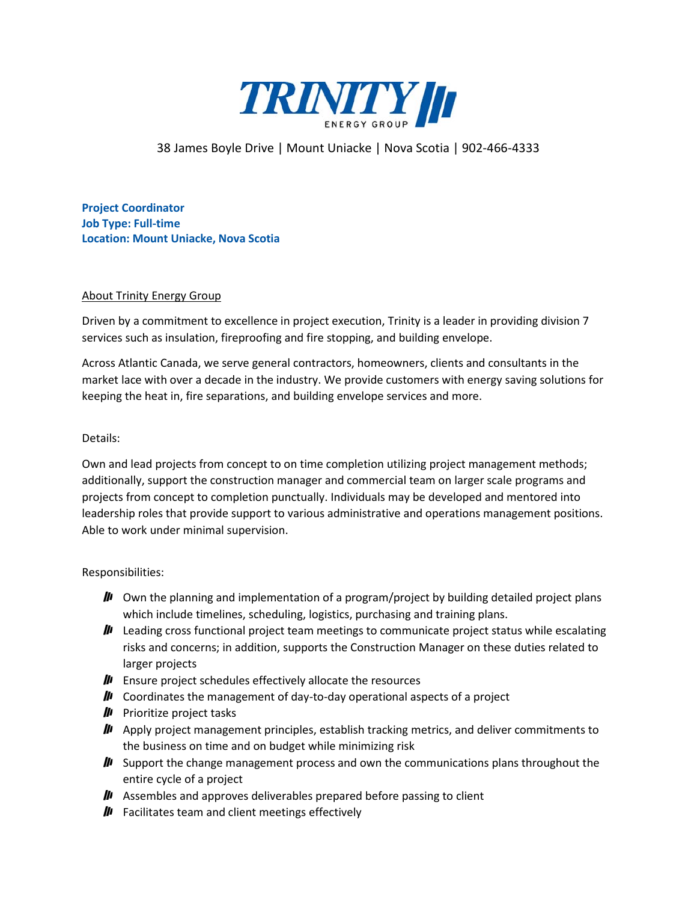TRINITY ENERGY GROUP

38 James Boyle Drive | Mount Uniacke | Nova Scotia | 902-466-4333

**Project Coordinator**
**Job Type: Full-time**
**Location: Mount Uniacke, Nova Scotia**

## About Trinity Energy Group

Driven by a commitment to excellence in project execution, Trinity is a leader in providing division 7 services such as insulation, fireproofing and fire stopping, and building envelope.

Across Atlantic Canada, we serve general contractors, homeowners, clients and consultants in the market lace with over a decade in the industry. We provide customers with energy saving solutions for keeping the heat in, fire separations, and building envelope services and more.

Details:

Own and lead projects from concept to on time completion utilizing project management methods; additionally, support the construction manager and commercial team on larger scale programs and projects from concept to completion punctually. Individuals may be developed and mentored into leadership roles that provide support to various administrative and operations management positions. Able to work under minimal supervision.

Responsibilities:

- Own the planning and implementation of a program/project by building detailed project plans which include timelines, scheduling, logistics, purchasing and training plans.
- Leading cross functional project team meetings to communicate project status while escalating risks and concerns; in addition, supports the Construction Manager on these duties related to larger projects
- Ensure project schedules effectively allocate the resources
- Coordinates the management of day-to-day operational aspects of a project
- Prioritize project tasks
- Apply project management principles, establish tracking metrics, and deliver commitments to the business on time and on budget while minimizing risk
- Support the change management process and own the communications plans throughout the entire cycle of a project
- Assembles and approves deliverables prepared before passing to client
- Facilitates team and client meetings effectively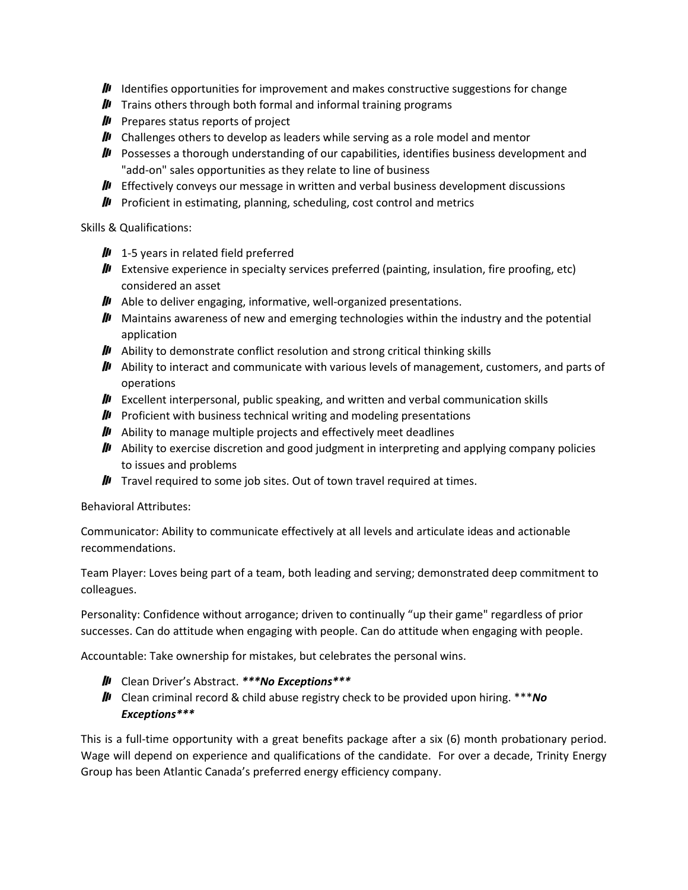- Identifies opportunities for improvement and makes constructive suggestions for change
- Trains others through both formal and informal training programs
- Prepares status reports of project
- Challenges others to develop as leaders while serving as a role model and mentor
- Possesses a thorough understanding of our capabilities, identifies business development and "add-on" sales opportunities as they relate to line of business
- Effectively conveys our message in written and verbal business development discussions
- Proficient in estimating, planning, scheduling, cost control and metrics

Skills & Qualifications:

- 1-5 years in related field preferred
- Extensive experience in specialty services preferred (painting, insulation, fire proofing, etc) considered an asset
- Able to deliver engaging, informative, well-organized presentations.
- Maintains awareness of new and emerging technologies within the industry and the potential application
- Ability to demonstrate conflict resolution and strong critical thinking skills
- Ability to interact and communicate with various levels of management, customers, and parts of operations
- Excellent interpersonal, public speaking, and written and verbal communication skills
- Proficient with business technical writing and modeling presentations
- Ability to manage multiple projects and effectively meet deadlines
- Ability to exercise discretion and good judgment in interpreting and applying company policies to issues and problems
- Travel required to some job sites. Out of town travel required at times.

Behavioral Attributes:

Communicator: Ability to communicate effectively at all levels and articulate ideas and actionable recommendations.

Team Player: Loves being part of a team, both leading and serving; demonstrated deep commitment to colleagues.

Personality: Confidence without arrogance; driven to continually "up their game" regardless of prior successes. Can do attitude when engaging with people. Can do attitude when engaging with people.

Accountable: Take ownership for mistakes, but celebrates the personal wins.

- Clean Driver's Abstract. ***No Exceptions***
- Clean criminal record & child abuse registry check to be provided upon hiring. ***No Exceptions***

This is a full-time opportunity with a great benefits package after a six (6) month probationary period. Wage will depend on experience and qualifications of the candidate. For over a decade, Trinity Energy Group has been Atlantic Canada's preferred energy efficiency company.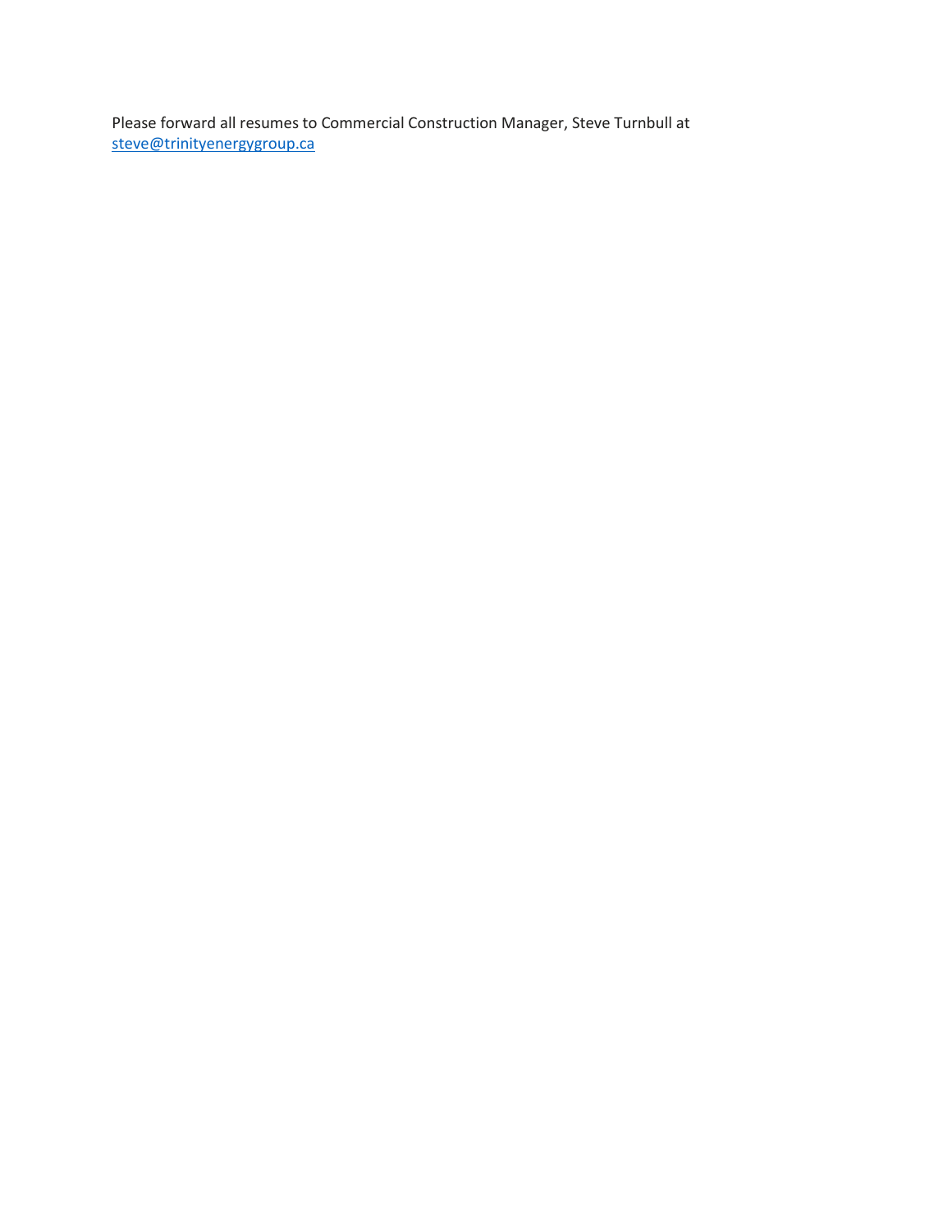Please forward all resumes to Commercial Construction Manager, Steve Turnbull at steve@trinityenergygroup.ca